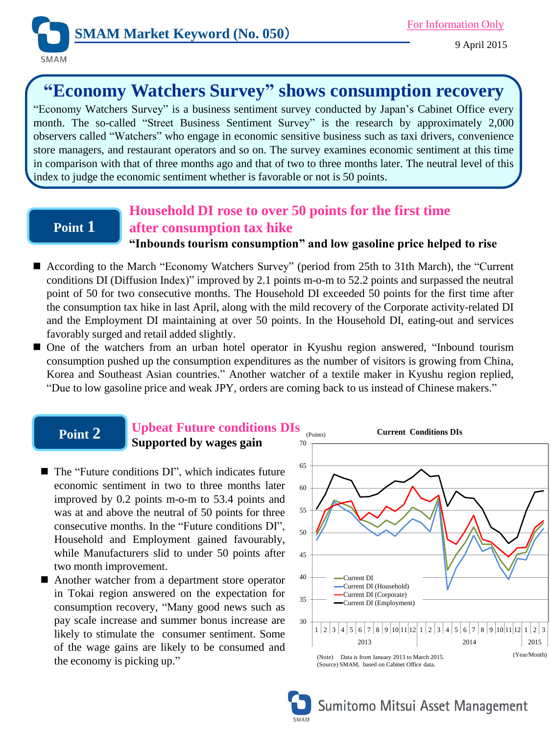SMAM Market Keyword (No. 050)

For Information Only

9 April 2015

# "Economy Watchers Survey" shows consumption recovery

"Economy Watchers Survey" is a business sentiment survey conducted by Japan's Cabinet Office every month. The so-called "Street Business Sentiment Survey" is the research by approximately 2,000 observers called "Watchers" who engage in economic sensitive business such as taxi drivers, convenience store managers, and restaurant operators and so on. The survey examines economic sentiment at this time in comparison with that of three months ago and that of two to three months later. The neutral level of this index to judge the economic sentiment whether is favorable or not is 50 points.

## Point 1

### Household DI rose to over 50 points for the first time after consumption tax hike

**"Inbounds tourism consumption" and low gasoline price helped to rise**

- According to the March "Economy Watchers Survey" (period from 25th to 31th March), the "Current conditions DI (Diffusion Index)" improved by 2.1 points m-o-m to 52.2 points and surpassed the neutral point of 50 for two consecutive months. The Household DI exceeded 50 points for the first time after the consumption tax hike in last April, along with the mild recovery of the Corporate activity-related DI and the Employment DI maintaining at over 50 points. In the Household DI, eating-out and services favorably surged and retail added slightly.
- One of the watchers from an urban hotel operator in Kyushu region answered, "Inbound tourism consumption pushed up the consumption expenditures as the number of visitors is growing from China, Korea and Southeast Asian countries." Another watcher of a textile maker in Kyushu region replied, "Due to low gasoline price and weak JPY, orders are coming back to us instead of Chinese makers."

## Point 2

### Upbeat Future conditions DIs

**Supported by wages gain**

- The "Future conditions DI", which indicates future economic sentiment in two to three months later improved by 0.2 points m-o-m to 53.4 points and was at and above the neutral of 50 points for three consecutive months. In the "Future conditions DI", Household and Employment gained favourably, while Manufacturers slid to under 50 points after two month improvement.
- Another watcher from a department store operator in Tokai region answered on the expectation for consumption recovery, "Many good news such as pay scale increase and summer bonus increase are likely to stimulate the consumer sentiment. Some of the wage gains are likely to be consumed and the economy is picking up."

**Current Conditions DIs**

(Points) — Legend: Current DI; Current DI (Household); Current DI (Corporate); Current DI (Employment). X-axis: 2013 (1–12), 2014 (1–12), 2015 (1–3) (Year/Month)

(Note) Data is from January 2013 to March 2015.
(Source) SMAM, based on Cabinet Office data.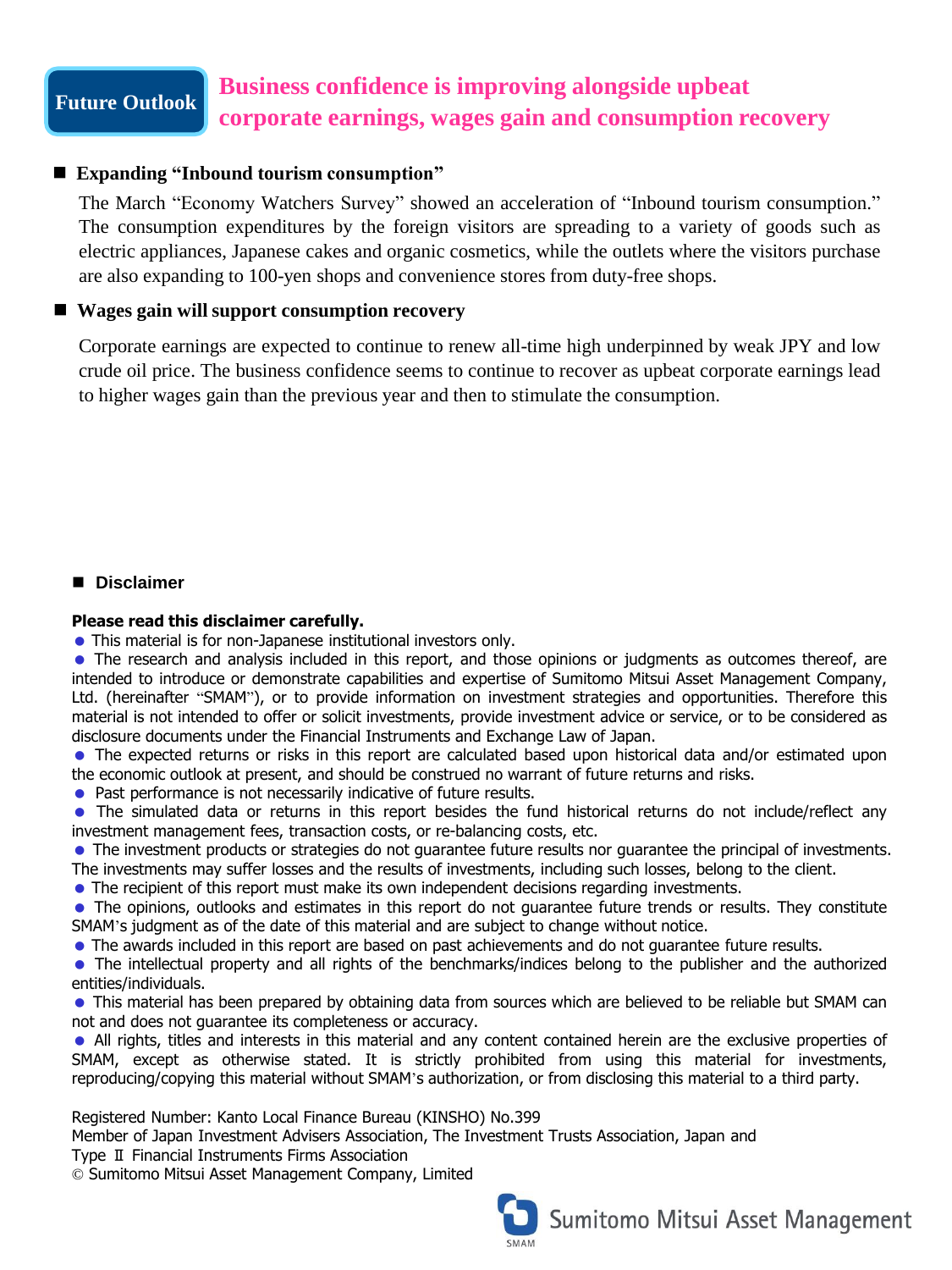**Future Outlook**

## Business confidence is improving alongside upbeat corporate earnings, wages gain and consumption recovery

### ■ Expanding "Inbound tourism consumption"

The March "Economy Watchers Survey" showed an acceleration of "Inbound tourism consumption." The consumption expenditures by the foreign visitors are spreading to a variety of goods such as electric appliances, Japanese cakes and organic cosmetics, while the outlets where the visitors purchase are also expanding to 100-yen shops and convenience stores from duty-free shops.

### ■ Wages gain will support consumption recovery

Corporate earnings are expected to continue to renew all-time high underpinned by weak JPY and low crude oil price. The business confidence seems to continue to recover as upbeat corporate earnings lead to higher wages gain than the previous year and then to stimulate the consumption.

### ■ Disclaimer

**Please read this disclaimer carefully.**

- This material is for non-Japanese institutional investors only.
- The research and analysis included in this report, and those opinions or judgments as outcomes thereof, are intended to introduce or demonstrate capabilities and expertise of Sumitomo Mitsui Asset Management Company, Ltd. (hereinafter "SMAM"), or to provide information on investment strategies and opportunities. Therefore this material is not intended to offer or solicit investments, provide investment advice or service, or to be considered as disclosure documents under the Financial Instruments and Exchange Law of Japan.
- The expected returns or risks in this report are calculated based upon historical data and/or estimated upon the economic outlook at present, and should be construed no warrant of future returns and risks.
- Past performance is not necessarily indicative of future results.
- The simulated data or returns in this report besides the fund historical returns do not include/reflect any investment management fees, transaction costs, or re-balancing costs, etc.
- The investment products or strategies do not guarantee future results nor guarantee the principal of investments. The investments may suffer losses and the results of investments, including such losses, belong to the client.
- The recipient of this report must make its own independent decisions regarding investments.
- The opinions, outlooks and estimates in this report do not guarantee future trends or results. They constitute SMAM's judgment as of the date of this material and are subject to change without notice.
- The awards included in this report are based on past achievements and do not guarantee future results.
- The intellectual property and all rights of the benchmarks/indices belong to the publisher and the authorized entities/individuals.
- This material has been prepared by obtaining data from sources which are believed to be reliable but SMAM can not and does not guarantee its completeness or accuracy.
- All rights, titles and interests in this material and any content contained herein are the exclusive properties of SMAM, except as otherwise stated. It is strictly prohibited from using this material for investments, reproducing/copying this material without SMAM's authorization, or from disclosing this material to a third party.

Registered Number: Kanto Local Finance Bureau (KINSHO) No.399
Member of Japan Investment Advisers Association, The Investment Trusts Association, Japan and Type Ⅱ Financial Instruments Firms Association
© Sumitomo Mitsui Asset Management Company, Limited

SMAM Sumitomo Mitsui Asset Management